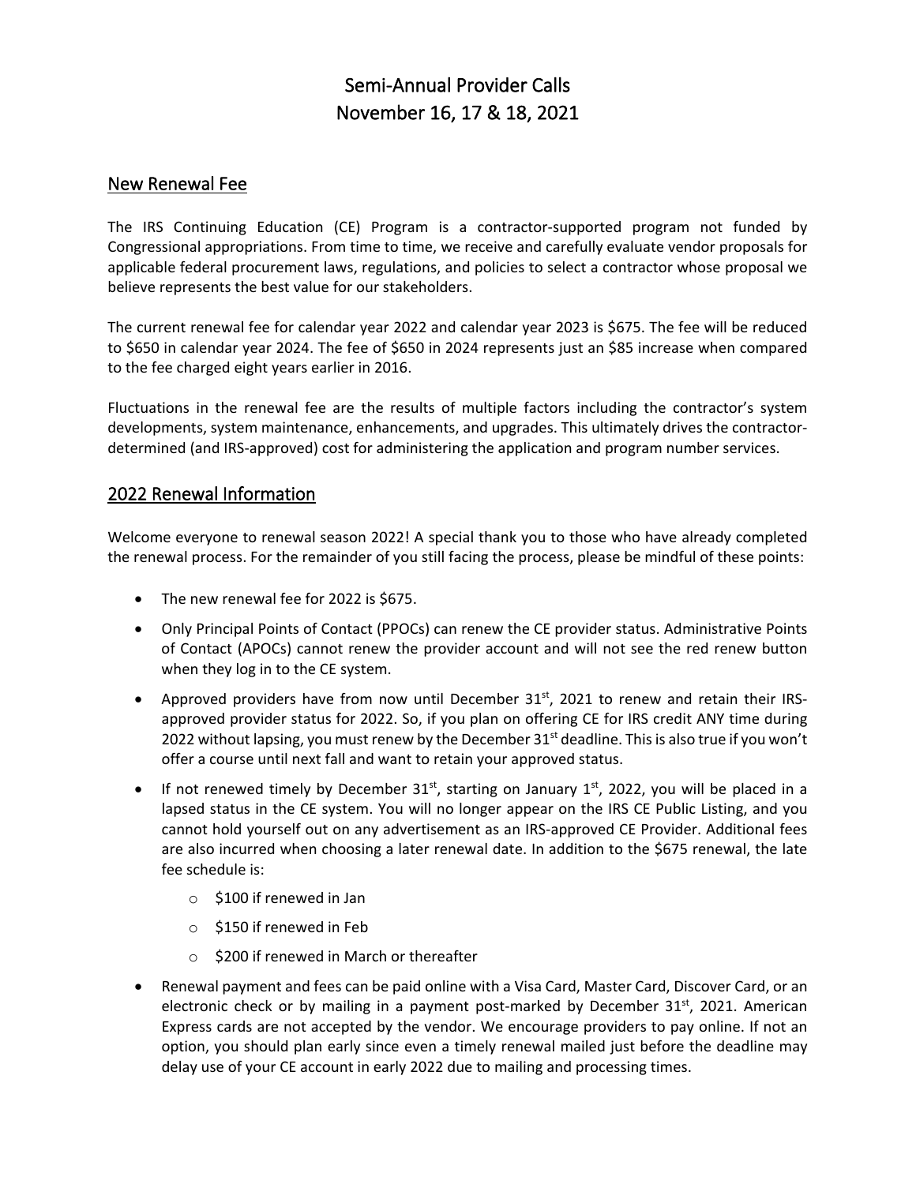# Semi-Annual Provider Calls
# November 16, 17 & 18, 2021

## New Renewal Fee

The IRS Continuing Education (CE) Program is a contractor-supported program not funded by Congressional appropriations. From time to time, we receive and carefully evaluate vendor proposals for applicable federal procurement laws, regulations, and policies to select a contractor whose proposal we believe represents the best value for our stakeholders.

The current renewal fee for calendar year 2022 and calendar year 2023 is $675. The fee will be reduced to $650 in calendar year 2024. The fee of $650 in 2024 represents just an $85 increase when compared to the fee charged eight years earlier in 2016.

Fluctuations in the renewal fee are the results of multiple factors including the contractor's system developments, system maintenance, enhancements, and upgrades. This ultimately drives the contractor-determined (and IRS-approved) cost for administering the application and program number services.

## 2022 Renewal Information

Welcome everyone to renewal season 2022! A special thank you to those who have already completed the renewal process. For the remainder of you still facing the process, please be mindful of these points:

- The new renewal fee for 2022 is $675.
- Only Principal Points of Contact (PPOCs) can renew the CE provider status. Administrative Points of Contact (APOCs) cannot renew the provider account and will not see the red renew button when they log in to the CE system.
- Approved providers have from now until December 31st, 2021 to renew and retain their IRS-approved provider status for 2022. So, if you plan on offering CE for IRS credit ANY time during 2022 without lapsing, you must renew by the December 31st deadline. This is also true if you won't offer a course until next fall and want to retain your approved status.
- If not renewed timely by December 31st, starting on January 1st, 2022, you will be placed in a lapsed status in the CE system. You will no longer appear on the IRS CE Public Listing, and you cannot hold yourself out on any advertisement as an IRS-approved CE Provider. Additional fees are also incurred when choosing a later renewal date. In addition to the $675 renewal, the late fee schedule is:
  - $100 if renewed in Jan
  - $150 if renewed in Feb
  - $200 if renewed in March or thereafter
- Renewal payment and fees can be paid online with a Visa Card, Master Card, Discover Card, or an electronic check or by mailing in a payment post-marked by December 31st, 2021. American Express cards are not accepted by the vendor. We encourage providers to pay online. If not an option, you should plan early since even a timely renewal mailed just before the deadline may delay use of your CE account in early 2022 due to mailing and processing times.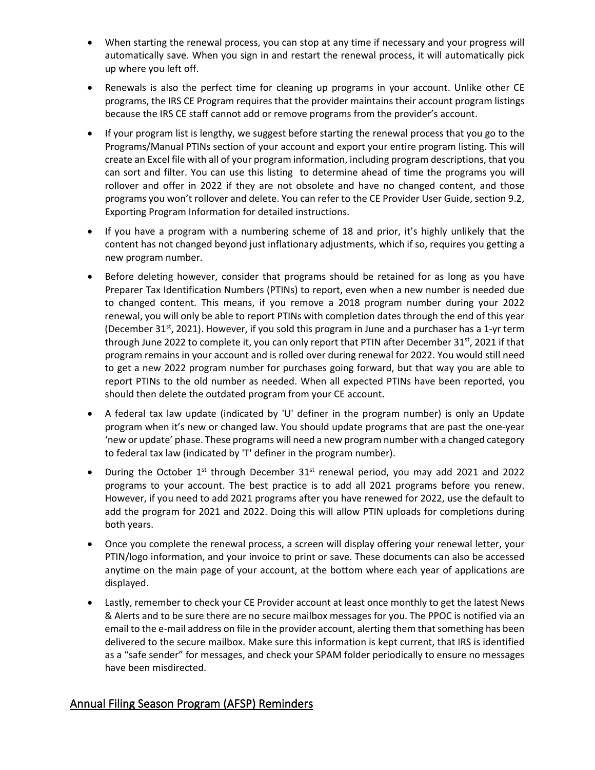- When starting the renewal process, you can stop at any time if necessary and your progress will automatically save. When you sign in and restart the renewal process, it will automatically pick up where you left off.
- Renewals is also the perfect time for cleaning up programs in your account. Unlike other CE programs, the IRS CE Program requires that the provider maintains their account program listings because the IRS CE staff cannot add or remove programs from the provider's account.
- If your program list is lengthy, we suggest before starting the renewal process that you go to the Programs/Manual PTINs section of your account and export your entire program listing. This will create an Excel file with all of your program information, including program descriptions, that you can sort and filter. You can use this listing to determine ahead of time the programs you will rollover and offer in 2022 if they are not obsolete and have no changed content, and those programs you won't rollover and delete. You can refer to the CE Provider User Guide, section 9.2, Exporting Program Information for detailed instructions.
- If you have a program with a numbering scheme of 18 and prior, it's highly unlikely that the content has not changed beyond just inflationary adjustments, which if so, requires you getting a new program number.
- Before deleting however, consider that programs should be retained for as long as you have Preparer Tax Identification Numbers (PTINs) to report, even when a new number is needed due to changed content. This means, if you remove a 2018 program number during your 2022 renewal, you will only be able to report PTINs with completion dates through the end of this year (December 31st, 2021). However, if you sold this program in June and a purchaser has a 1-yr term through June 2022 to complete it, you can only report that PTIN after December 31st, 2021 if that program remains in your account and is rolled over during renewal for 2022. You would still need to get a new 2022 program number for purchases going forward, but that way you are able to report PTINs to the old number as needed. When all expected PTINs have been reported, you should then delete the outdated program from your CE account.
- A federal tax law update (indicated by 'U' definer in the program number) is only an Update program when it's new or changed law. You should update programs that are past the one-year 'new or update' phase. These programs will need a new program number with a changed category to federal tax law (indicated by 'T' definer in the program number).
- During the October 1st through December 31st renewal period, you may add 2021 and 2022 programs to your account. The best practice is to add all 2021 programs before you renew. However, if you need to add 2021 programs after you have renewed for 2022, use the default to add the program for 2021 and 2022. Doing this will allow PTIN uploads for completions during both years.
- Once you complete the renewal process, a screen will display offering your renewal letter, your PTIN/logo information, and your invoice to print or save. These documents can also be accessed anytime on the main page of your account, at the bottom where each year of applications are displayed.
- Lastly, remember to check your CE Provider account at least once monthly to get the latest News & Alerts and to be sure there are no secure mailbox messages for you. The PPOC is notified via an email to the e-mail address on file in the provider account, alerting them that something has been delivered to the secure mailbox. Make sure this information is kept current, that IRS is identified as a "safe sender" for messages, and check your SPAM folder periodically to ensure no messages have been misdirected.

## Annual Filing Season Program (AFSP) Reminders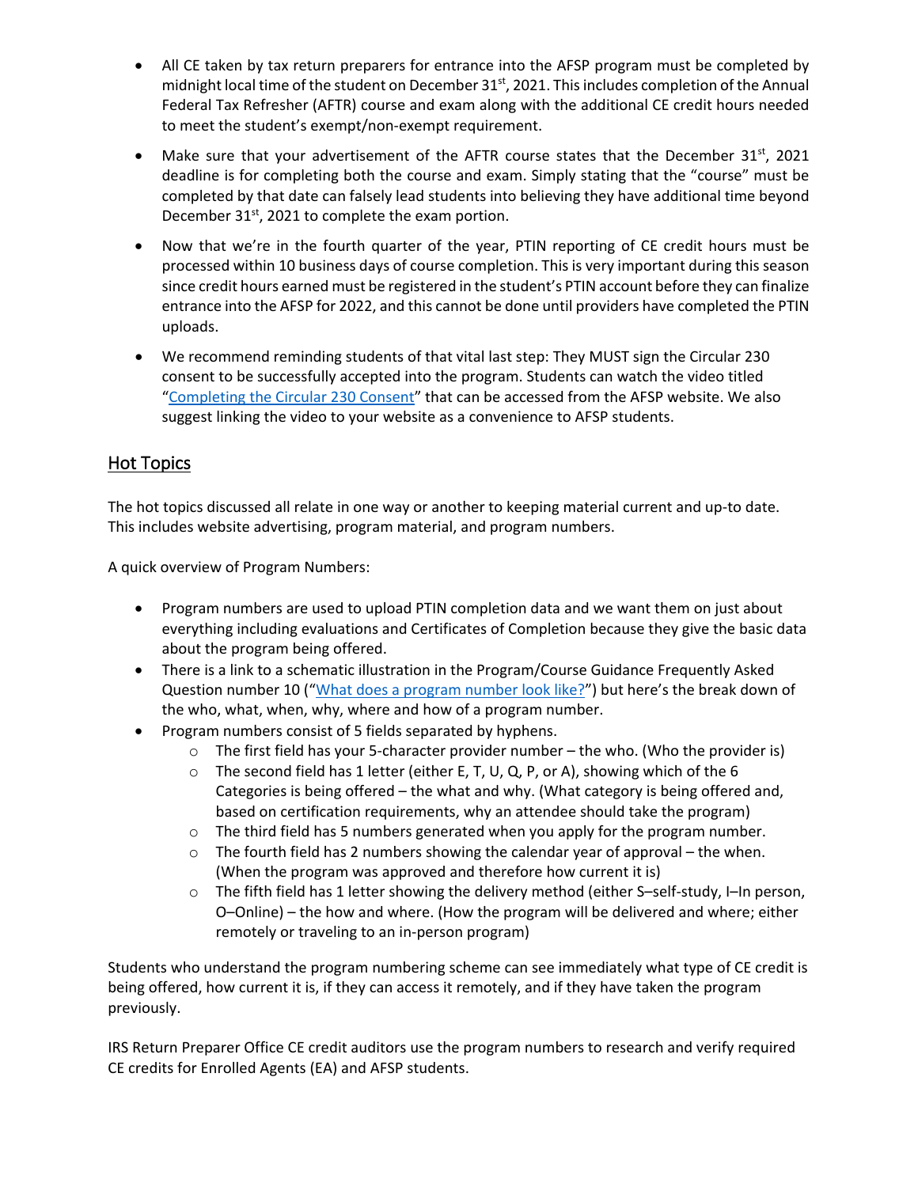- All CE taken by tax return preparers for entrance into the AFSP program must be completed by midnight local time of the student on December 31st, 2021. This includes completion of the Annual Federal Tax Refresher (AFTR) course and exam along with the additional CE credit hours needed to meet the student's exempt/non-exempt requirement.
- Make sure that your advertisement of the AFTR course states that the December 31st, 2021 deadline is for completing both the course and exam. Simply stating that the "course" must be completed by that date can falsely lead students into believing they have additional time beyond December 31st, 2021 to complete the exam portion.
- Now that we're in the fourth quarter of the year, PTIN reporting of CE credit hours must be processed within 10 business days of course completion. This is very important during this season since credit hours earned must be registered in the student's PTIN account before they can finalize entrance into the AFSP for 2022, and this cannot be done until providers have completed the PTIN uploads.
- We recommend reminding students of that vital last step: They MUST sign the Circular 230 consent to be successfully accepted into the program. Students can watch the video titled "Completing the Circular 230 Consent" that can be accessed from the AFSP website. We also suggest linking the video to your website as a convenience to AFSP students.

## Hot Topics

The hot topics discussed all relate in one way or another to keeping material current and up-to date. This includes website advertising, program material, and program numbers.

A quick overview of Program Numbers:

- Program numbers are used to upload PTIN completion data and we want them on just about everything including evaluations and Certificates of Completion because they give the basic data about the program being offered.
- There is a link to a schematic illustration in the Program/Course Guidance Frequently Asked Question number 10 ("What does a program number look like?") but here's the break down of the who, what, when, why, where and how of a program number.
- Program numbers consist of 5 fields separated by hyphens.
    - The first field has your 5-character provider number – the who. (Who the provider is)
    - The second field has 1 letter (either E, T, U, Q, P, or A), showing which of the 6 Categories is being offered – the what and why. (What category is being offered and, based on certification requirements, why an attendee should take the program)
    - The third field has 5 numbers generated when you apply for the program number.
    - The fourth field has 2 numbers showing the calendar year of approval – the when. (When the program was approved and therefore how current it is)
    - The fifth field has 1 letter showing the delivery method (either S–self-study, I–In person, O–Online) – the how and where. (How the program will be delivered and where; either remotely or traveling to an in-person program)

Students who understand the program numbering scheme can see immediately what type of CE credit is being offered, how current it is, if they can access it remotely, and if they have taken the program previously.

IRS Return Preparer Office CE credit auditors use the program numbers to research and verify required CE credits for Enrolled Agents (EA) and AFSP students.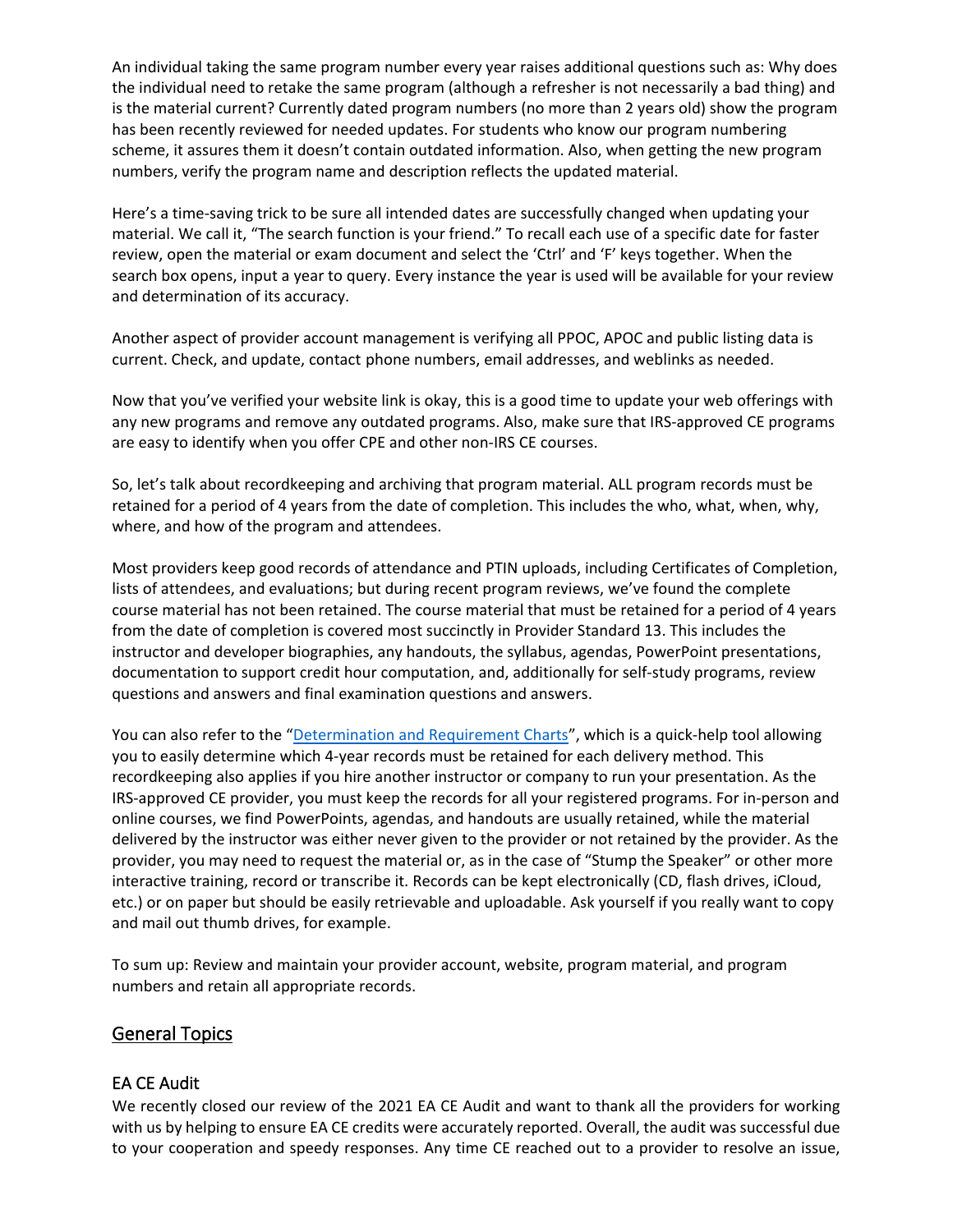An individual taking the same program number every year raises additional questions such as: Why does the individual need to retake the same program (although a refresher is not necessarily a bad thing) and is the material current? Currently dated program numbers (no more than 2 years old) show the program has been recently reviewed for needed updates. For students who know our program numbering scheme, it assures them it doesn't contain outdated information. Also, when getting the new program numbers, verify the program name and description reflects the updated material.

Here's a time-saving trick to be sure all intended dates are successfully changed when updating your material. We call it, "The search function is your friend." To recall each use of a specific date for faster review, open the material or exam document and select the 'Ctrl' and 'F' keys together. When the search box opens, input a year to query. Every instance the year is used will be available for your review and determination of its accuracy.

Another aspect of provider account management is verifying all PPOC, APOC and public listing data is current. Check, and update, contact phone numbers, email addresses, and weblinks as needed.

Now that you've verified your website link is okay, this is a good time to update your web offerings with any new programs and remove any outdated programs. Also, make sure that IRS-approved CE programs are easy to identify when you offer CPE and other non-IRS CE courses.

So, let's talk about recordkeeping and archiving that program material. ALL program records must be retained for a period of 4 years from the date of completion. This includes the who, what, when, why, where, and how of the program and attendees.

Most providers keep good records of attendance and PTIN uploads, including Certificates of Completion, lists of attendees, and evaluations; but during recent program reviews, we've found the complete course material has not been retained. The course material that must be retained for a period of 4 years from the date of completion is covered most succinctly in Provider Standard 13. This includes the instructor and developer biographies, any handouts, the syllabus, agendas, PowerPoint presentations, documentation to support credit hour computation, and, additionally for self-study programs, review questions and answers and final examination questions and answers.

You can also refer to the "Determination and Requirement Charts", which is a quick-help tool allowing you to easily determine which 4-year records must be retained for each delivery method. This recordkeeping also applies if you hire another instructor or company to run your presentation. As the IRS-approved CE provider, you must keep the records for all your registered programs. For in-person and online courses, we find PowerPoints, agendas, and handouts are usually retained, while the material delivered by the instructor was either never given to the provider or not retained by the provider. As the provider, you may need to request the material or, as in the case of "Stump the Speaker" or other more interactive training, record or transcribe it. Records can be kept electronically (CD, flash drives, iCloud, etc.) or on paper but should be easily retrievable and uploadable. Ask yourself if you really want to copy and mail out thumb drives, for example.

To sum up: Review and maintain your provider account, website, program material, and program numbers and retain all appropriate records.

## General Topics

### EA CE Audit

We recently closed our review of the 2021 EA CE Audit and want to thank all the providers for working with us by helping to ensure EA CE credits were accurately reported. Overall, the audit was successful due to your cooperation and speedy responses. Any time CE reached out to a provider to resolve an issue,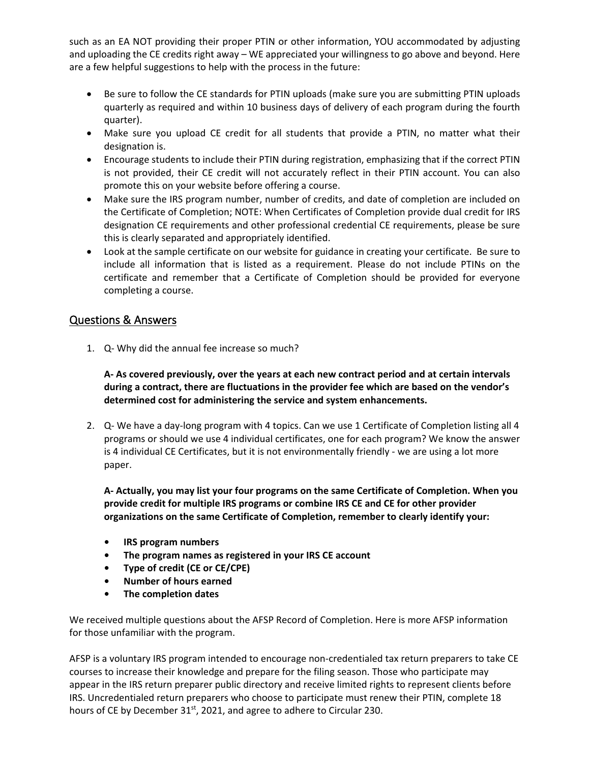such as an EA NOT providing their proper PTIN or other information, YOU accommodated by adjusting and uploading the CE credits right away – WE appreciated your willingness to go above and beyond. Here are a few helpful suggestions to help with the process in the future:

- Be sure to follow the CE standards for PTIN uploads (make sure you are submitting PTIN uploads quarterly as required and within 10 business days of delivery of each program during the fourth quarter).
- Make sure you upload CE credit for all students that provide a PTIN, no matter what their designation is.
- Encourage students to include their PTIN during registration, emphasizing that if the correct PTIN is not provided, their CE credit will not accurately reflect in their PTIN account. You can also promote this on your website before offering a course.
- Make sure the IRS program number, number of credits, and date of completion are included on the Certificate of Completion; NOTE: When Certificates of Completion provide dual credit for IRS designation CE requirements and other professional credential CE requirements, please be sure this is clearly separated and appropriately identified.
- Look at the sample certificate on our website for guidance in creating your certificate. Be sure to include all information that is listed as a requirement. Please do not include PTINs on the certificate and remember that a Certificate of Completion should be provided for everyone completing a course.

## Questions & Answers

1. Q- Why did the annual fee increase so much?

   **A- As covered previously, over the years at each new contract period and at certain intervals during a contract, there are fluctuations in the provider fee which are based on the vendor's determined cost for administering the service and system enhancements.**

2. Q- We have a day-long program with 4 topics. Can we use 1 Certificate of Completion listing all 4 programs or should we use 4 individual certificates, one for each program? We know the answer is 4 individual CE Certificates, but it is not environmentally friendly - we are using a lot more paper.

   **A- Actually, you may list your four programs on the same Certificate of Completion. When you provide credit for multiple IRS programs or combine IRS CE and CE for other provider organizations on the same Certificate of Completion, remember to clearly identify your:**

   - **IRS program numbers**
   - **The program names as registered in your IRS CE account**
   - **Type of credit (CE or CE/CPE)**
   - **Number of hours earned**
   - **The completion dates**

We received multiple questions about the AFSP Record of Completion. Here is more AFSP information for those unfamiliar with the program.

AFSP is a voluntary IRS program intended to encourage non-credentialed tax return preparers to take CE courses to increase their knowledge and prepare for the filing season. Those who participate may appear in the IRS return preparer public directory and receive limited rights to represent clients before IRS. Uncredentialed return preparers who choose to participate must renew their PTIN, complete 18 hours of CE by December 31st, 2021, and agree to adhere to Circular 230.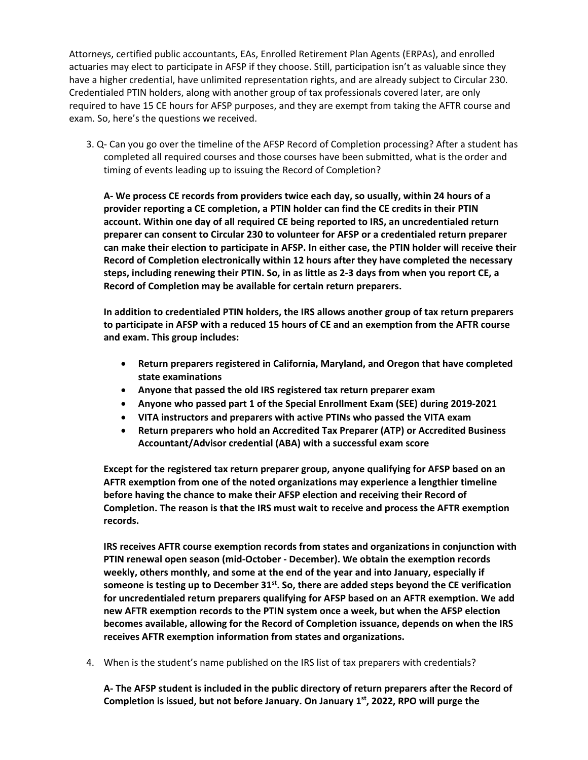Attorneys, certified public accountants, EAs, Enrolled Retirement Plan Agents (ERPAs), and enrolled actuaries may elect to participate in AFSP if they choose. Still, participation isn't as valuable since they have a higher credential, have unlimited representation rights, and are already subject to Circular 230. Credentialed PTIN holders, along with another group of tax professionals covered later, are only required to have 15 CE hours for AFSP purposes, and they are exempt from taking the AFTR course and exam. So, here's the questions we received.

3. Q- Can you go over the timeline of the AFSP Record of Completion processing? After a student has completed all required courses and those courses have been submitted, what is the order and timing of events leading up to issuing the Record of Completion?

   **A- We process CE records from providers twice each day, so usually, within 24 hours of a provider reporting a CE completion, a PTIN holder can find the CE credits in their PTIN account. Within one day of all required CE being reported to IRS, an uncredentialed return preparer can consent to Circular 230 to volunteer for AFSP or a credentialed return preparer can make their election to participate in AFSP. In either case, the PTIN holder will receive their Record of Completion electronically within 12 hours after they have completed the necessary steps, including renewing their PTIN. So, in as little as 2-3 days from when you report CE, a Record of Completion may be available for certain return preparers.**

   **In addition to credentialed PTIN holders, the IRS allows another group of tax return preparers to participate in AFSP with a reduced 15 hours of CE and an exemption from the AFTR course and exam. This group includes:**

   - **Return preparers registered in California, Maryland, and Oregon that have completed state examinations**
   - **Anyone that passed the old IRS registered tax return preparer exam**
   - **Anyone who passed part 1 of the Special Enrollment Exam (SEE) during 2019-2021**
   - **VITA instructors and preparers with active PTINs who passed the VITA exam**
   - **Return preparers who hold an Accredited Tax Preparer (ATP) or Accredited Business Accountant/Advisor credential (ABA) with a successful exam score**

   **Except for the registered tax return preparer group, anyone qualifying for AFSP based on an AFTR exemption from one of the noted organizations may experience a lengthier timeline before having the chance to make their AFSP election and receiving their Record of Completion. The reason is that the IRS must wait to receive and process the AFTR exemption records.**

   **IRS receives AFTR course exemption records from states and organizations in conjunction with PTIN renewal open season (mid-October - December). We obtain the exemption records weekly, others monthly, and some at the end of the year and into January, especially if someone is testing up to December 31st. So, there are added steps beyond the CE verification for uncredentialed return preparers qualifying for AFSP based on an AFTR exemption. We add new AFTR exemption records to the PTIN system once a week, but when the AFSP election becomes available, allowing for the Record of Completion issuance, depends on when the IRS receives AFTR exemption information from states and organizations.**

4. When is the student's name published on the IRS list of tax preparers with credentials?

   **A- The AFSP student is included in the public directory of return preparers after the Record of Completion is issued, but not before January. On January 1st, 2022, RPO will purge the**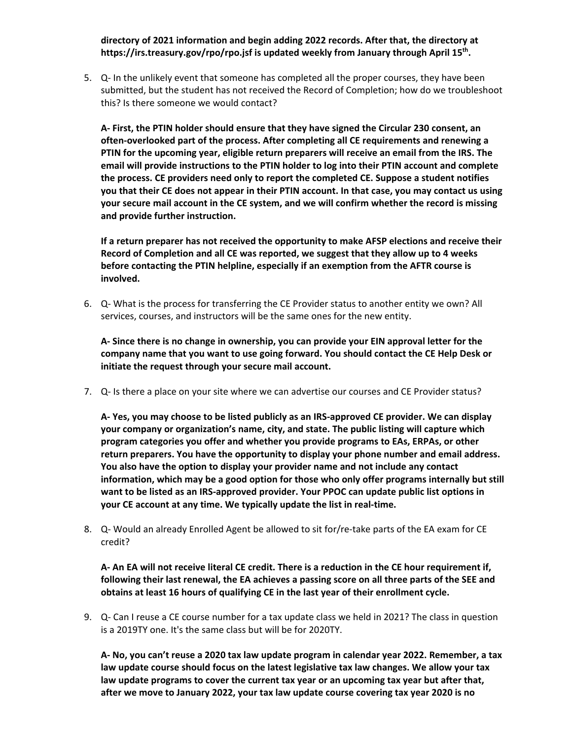**directory of 2021 information and begin adding 2022 records. After that, the directory at https://irs.treasury.gov/rpo/rpo.jsf is updated weekly from January through April 15th.**

5. Q- In the unlikely event that someone has completed all the proper courses, they have been submitted, but the student has not received the Record of Completion; how do we troubleshoot this? Is there someone we would contact?

   **A- First, the PTIN holder should ensure that they have signed the Circular 230 consent, an often-overlooked part of the process. After completing all CE requirements and renewing a PTIN for the upcoming year, eligible return preparers will receive an email from the IRS. The email will provide instructions to the PTIN holder to log into their PTIN account and complete the process. CE providers need only to report the completed CE. Suppose a student notifies you that their CE does not appear in their PTIN account. In that case, you may contact us using your secure mail account in the CE system, and we will confirm whether the record is missing and provide further instruction.**

   **If a return preparer has not received the opportunity to make AFSP elections and receive their Record of Completion and all CE was reported, we suggest that they allow up to 4 weeks before contacting the PTIN helpline, especially if an exemption from the AFTR course is involved.**

6. Q- What is the process for transferring the CE Provider status to another entity we own? All services, courses, and instructors will be the same ones for the new entity.

   **A- Since there is no change in ownership, you can provide your EIN approval letter for the company name that you want to use going forward. You should contact the CE Help Desk or initiate the request through your secure mail account.**

7. Q- Is there a place on your site where we can advertise our courses and CE Provider status?

   **A- Yes, you may choose to be listed publicly as an IRS-approved CE provider. We can display your company or organization's name, city, and state. The public listing will capture which program categories you offer and whether you provide programs to EAs, ERPAs, or other return preparers. You have the opportunity to display your phone number and email address. You also have the option to display your provider name and not include any contact information, which may be a good option for those who only offer programs internally but still want to be listed as an IRS-approved provider. Your PPOC can update public list options in your CE account at any time. We typically update the list in real-time.**

8. Q- Would an already Enrolled Agent be allowed to sit for/re-take parts of the EA exam for CE credit?

   **A- An EA will not receive literal CE credit. There is a reduction in the CE hour requirement if, following their last renewal, the EA achieves a passing score on all three parts of the SEE and obtains at least 16 hours of qualifying CE in the last year of their enrollment cycle.**

9. Q- Can I reuse a CE course number for a tax update class we held in 2021? The class in question is a 2019TY one. It's the same class but will be for 2020TY.

   **A- No, you can't reuse a 2020 tax law update program in calendar year 2022. Remember, a tax law update course should focus on the latest legislative tax law changes. We allow your tax law update programs to cover the current tax year or an upcoming tax year but after that, after we move to January 2022, your tax law update course covering tax year 2020 is no**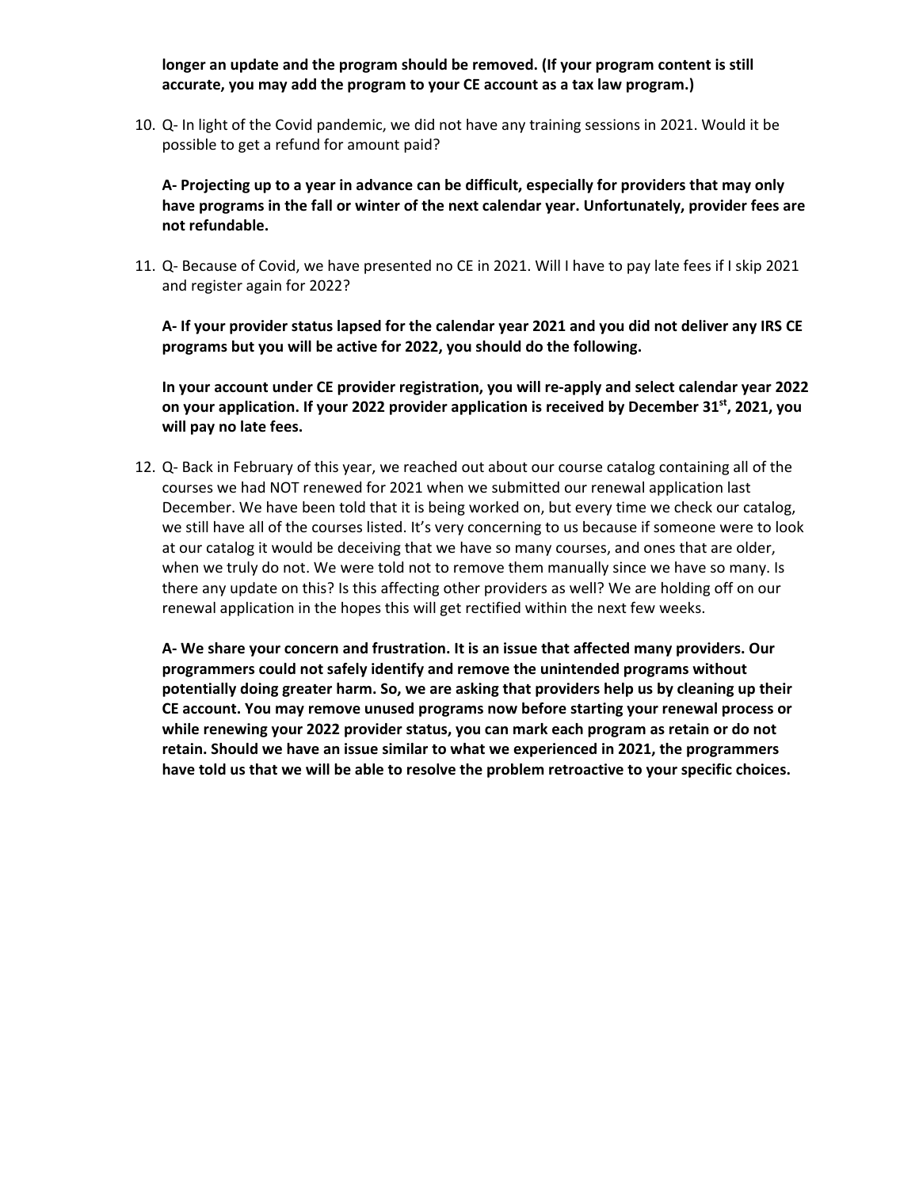**longer an update and the program should be removed. (If your program content is still accurate, you may add the program to your CE account as a tax law program.)**

10. Q- In light of the Covid pandemic, we did not have any training sessions in 2021. Would it be possible to get a refund for amount paid?

    **A- Projecting up to a year in advance can be difficult, especially for providers that may only have programs in the fall or winter of the next calendar year. Unfortunately, provider fees are not refundable.**

11. Q- Because of Covid, we have presented no CE in 2021. Will I have to pay late fees if I skip 2021 and register again for 2022?

    **A- If your provider status lapsed for the calendar year 2021 and you did not deliver any IRS CE programs but you will be active for 2022, you should do the following.**

    **In your account under CE provider registration, you will re-apply and select calendar year 2022 on your application. If your 2022 provider application is received by December 31st, 2021, you will pay no late fees.**

12. Q- Back in February of this year, we reached out about our course catalog containing all of the courses we had NOT renewed for 2021 when we submitted our renewal application last December. We have been told that it is being worked on, but every time we check our catalog, we still have all of the courses listed. It's very concerning to us because if someone were to look at our catalog it would be deceiving that we have so many courses, and ones that are older, when we truly do not. We were told not to remove them manually since we have so many. Is there any update on this? Is this affecting other providers as well? We are holding off on our renewal application in the hopes this will get rectified within the next few weeks.

    **A- We share your concern and frustration. It is an issue that affected many providers. Our programmers could not safely identify and remove the unintended programs without potentially doing greater harm. So, we are asking that providers help us by cleaning up their CE account. You may remove unused programs now before starting your renewal process or while renewing your 2022 provider status, you can mark each program as retain or do not retain. Should we have an issue similar to what we experienced in 2021, the programmers have told us that we will be able to resolve the problem retroactive to your specific choices.**